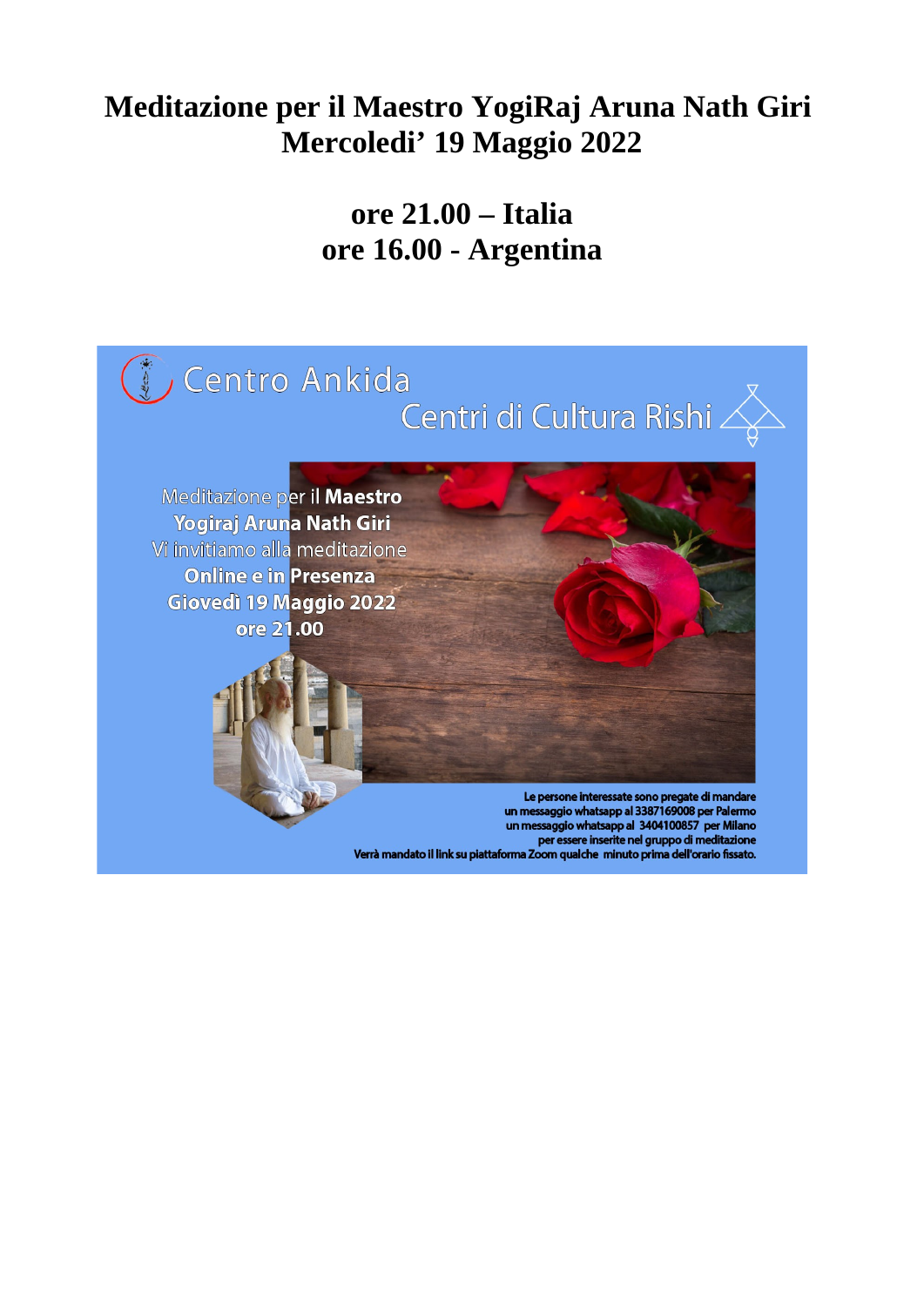# Meditazione per il Maestro YogiRaj Aruna Nath Giri
# Mercoledi' 19 Maggio 2022

## ore 21.00 – Italia
## ore 16.00 - Argentina

Centro Ankida

Centri di Cultura Rishi

Meditazione per il **Maestro Yogiraj Aruna Nath Giri**

Vi invitiamo alla meditazione

**Online e in Presenza**

**Giovedì 19 Maggio 2022**

**ore 21.00**

**Le persone interessate sono pregate di mandare un messaggio whatsapp al 3387169008 per Palermo un messaggio whatsapp al 3404100857 per Milano per essere inserite nel gruppo di meditazione Verrà mandato il link su piattaforma Zoom qualche minuto prima dell'orario fissato.**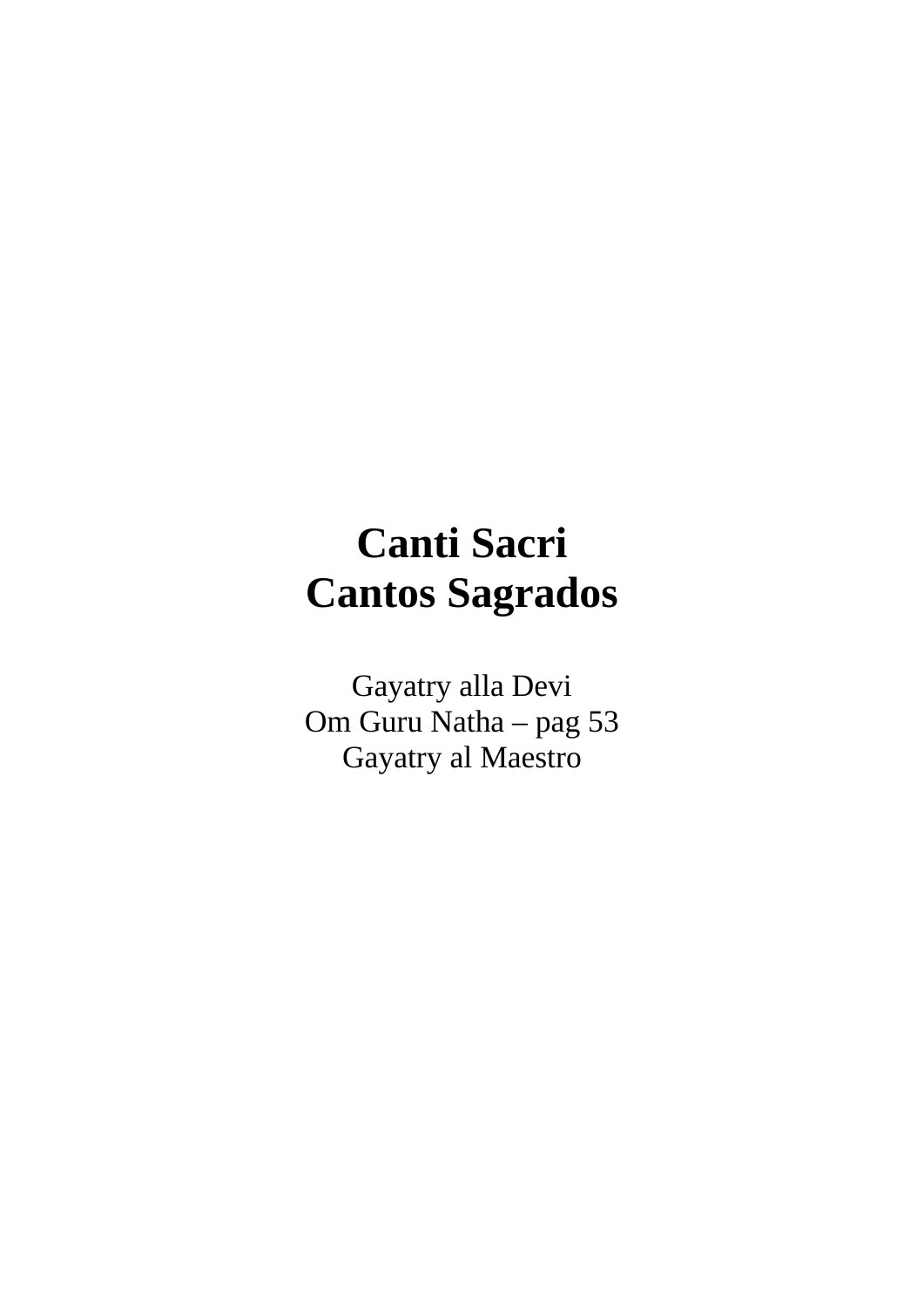# Canti Sacri
# Cantos Sagrados

Gayatry alla Devi
Om Guru Natha – pag 53
Gayatry al Maestro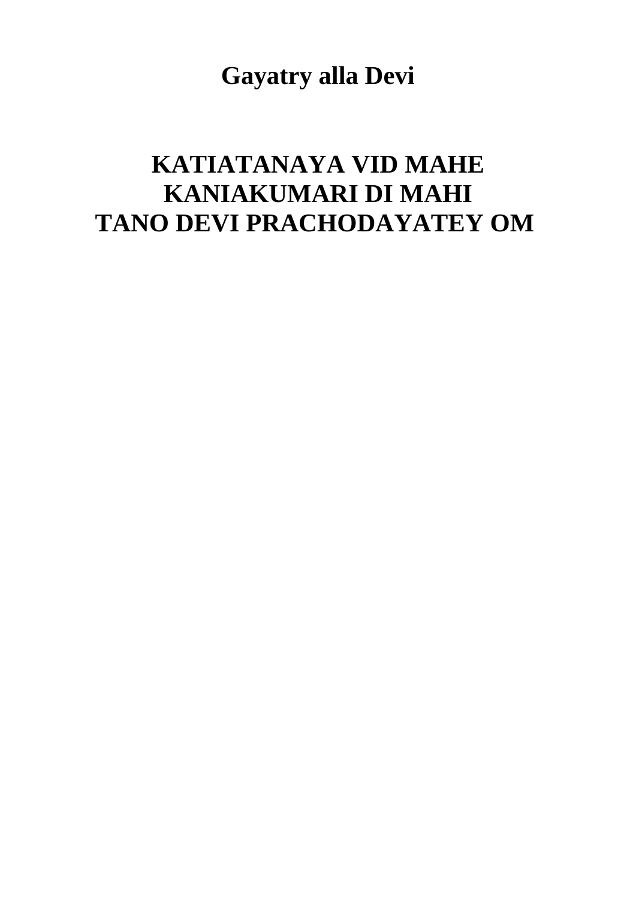# Gayatry alla Devi

## KATIATANAYA VID MAHE
## KANIAKUMARI DI MAHI
## TANO DEVI PRACHODAYATEY OM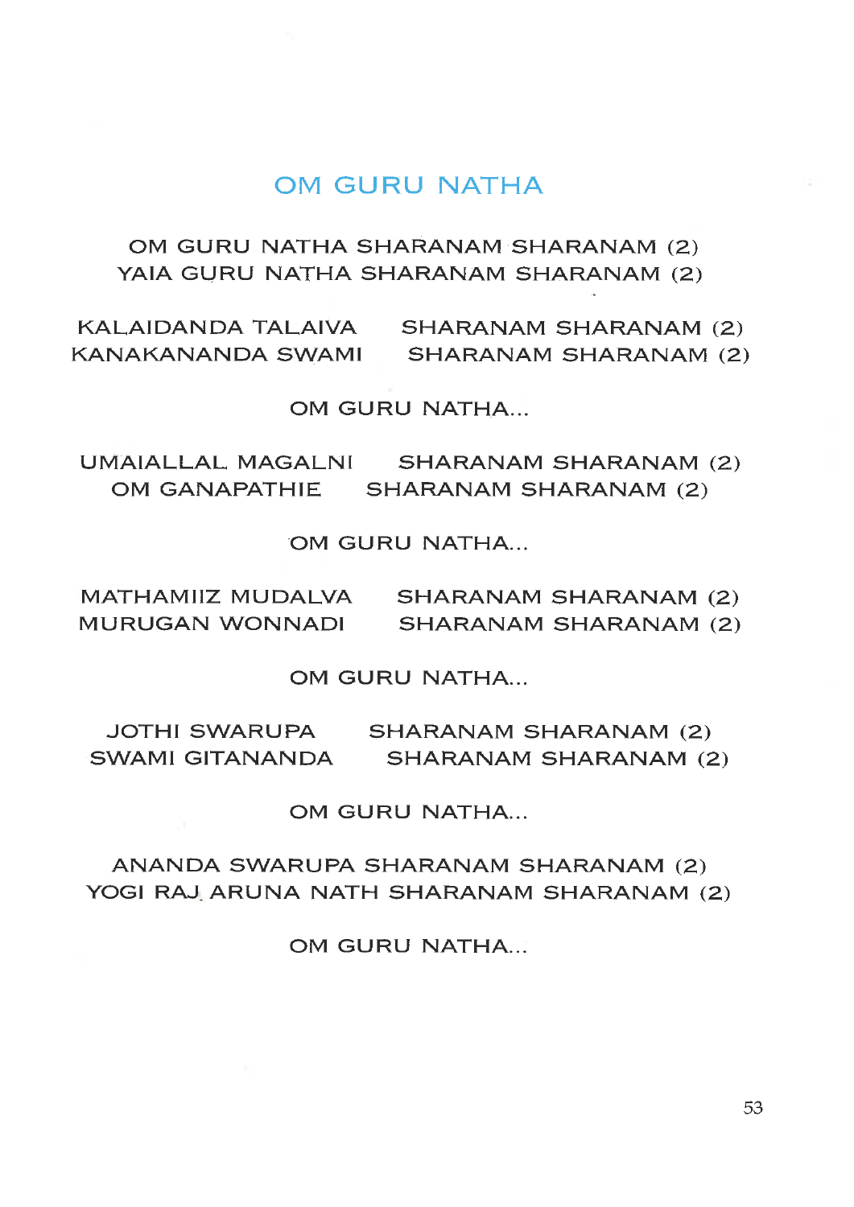# OM GURU NATHA

OM GURU NATHA SHARANAM SHARANAM (2)
YAIA GURU NATHA SHARANAM SHARANAM (2)

KALAIDANDA TALAIVA SHARANAM SHARANAM (2)
KANAKANANDA SWAMI SHARANAM SHARANAM (2)

OM GURU NATHA...

UMAIALLAL MAGALNI SHARANAM SHARANAM (2)
OM GANAPATHIE SHARANAM SHARANAM (2)

OM GURU NATHA...

MATHAMIIZ MUDALVA SHARANAM SHARANAM (2)
MURUGAN WONNADI SHARANAM SHARANAM (2)

OM GURU NATHA...

JOTHI SWARUPA SHARANAM SHARANAM (2)
SWAMI GITANANDA SHARANAM SHARANAM (2)

OM GURU NATHA...

ANANDA SWARUPA SHARANAM SHARANAM (2)
YOGI RAJ ARUNA NATH SHARANAM SHARANAM (2)

OM GURU NATHA...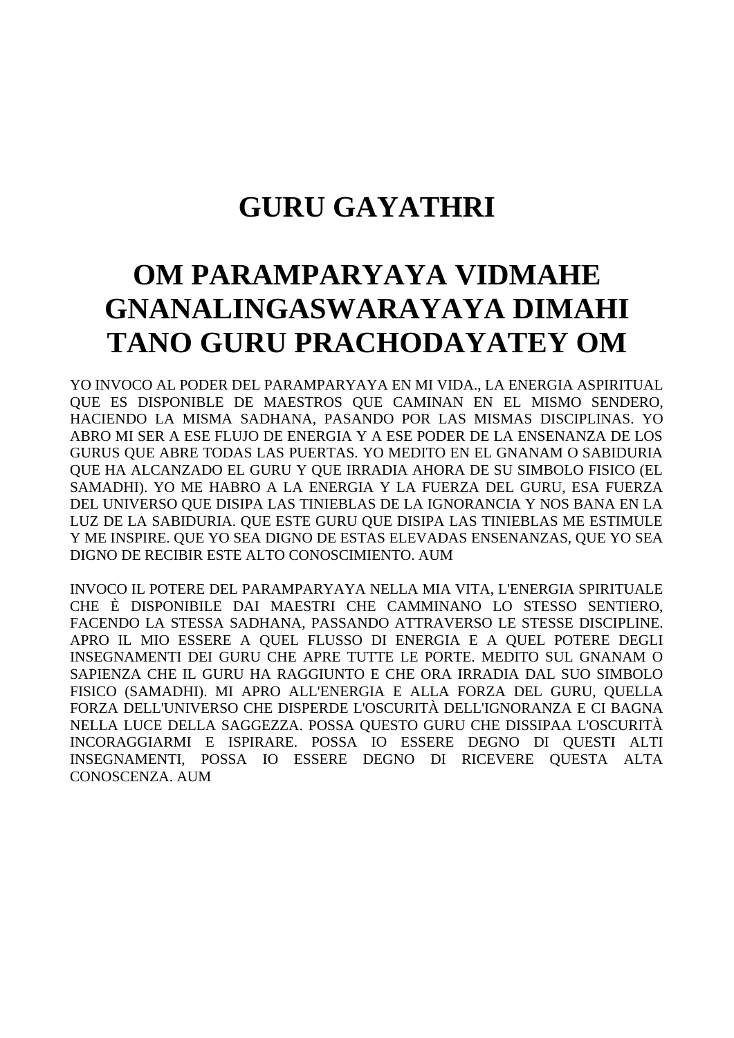# GURU GAYATHRI

# OM PARAMPARYAYA VIDMAHE GNANALINGASWARAYAYA DIMAHI TANO GURU PRACHODAYATEY OM

YO INVOCO AL PODER DEL PARAMPARYAYA EN MI VIDA., LA ENERGIA ASPIRITUAL QUE ES DISPONIBLE DE MAESTROS QUE CAMINAN EN EL MISMO SENDERO, HACIENDO LA MISMA SADHANA, PASANDO POR LAS MISMAS DISCIPLINAS. YO ABRO MI SER A ESE FLUJO DE ENERGIA Y A ESE PODER DE LA ENSENANZA DE LOS GURUS QUE ABRE TODAS LAS PUERTAS. YO MEDITO EN EL GNANAM O SABIDURIA QUE HA ALCANZADO EL GURU Y QUE IRRADIA AHORA DE SU SIMBOLO FISICO (EL SAMADHI). YO ME HABRO A LA ENERGIA Y LA FUERZA DEL GURU, ESA FUERZA DEL UNIVERSO QUE DISIPA LAS TINIEBLAS DE LA IGNORANCIA Y NOS BANA EN LA LUZ DE LA SABIDURIA. QUE ESTE GURU QUE DISIPA LAS TINIEBLAS ME ESTIMULE Y ME INSPIRE. QUE YO SEA DIGNO DE ESTAS ELEVADAS ENSENANZAS, QUE YO SEA DIGNO DE RECIBIR ESTE ALTO CONOSCIMIENTO. AUM

INVOCO IL POTERE DEL PARAMPARYAYA NELLA MIA VITA, L'ENERGIA SPIRITUALE CHE È DISPONIBILE DAI MAESTRI CHE CAMMINANO LO STESSO SENTIERO, FACENDO LA STESSA SADHANA, PASSANDO ATTRAVERSO LE STESSE DISCIPLINE. APRO IL MIO ESSERE A QUEL FLUSSO DI ENERGIA E A QUEL POTERE DEGLI INSEGNAMENTI DEI GURU CHE APRE TUTTE LE PORTE. MEDITO SUL GNANAM O SAPIENZA CHE IL GURU HA RAGGIUNTO E CHE ORA IRRADIA DAL SUO SIMBOLO FISICO (SAMADHI). MI APRO ALL'ENERGIA E ALLA FORZA DEL GURU, QUELLA FORZA DELL'UNIVERSO CHE DISPERDE L'OSCURITÀ DELL'IGNORANZA E CI BAGNA NELLA LUCE DELLA SAGGEZZA. POSSA QUESTO GURU CHE DISSIPAA L'OSCURITÀ INCORAGGIARMI E ISPIRARE. POSSA IO ESSERE DEGNO DI QUESTI ALTI INSEGNAMENTI, POSSA IO ESSERE DEGNO DI RICEVERE QUESTA ALTA CONOSCENZA. AUM